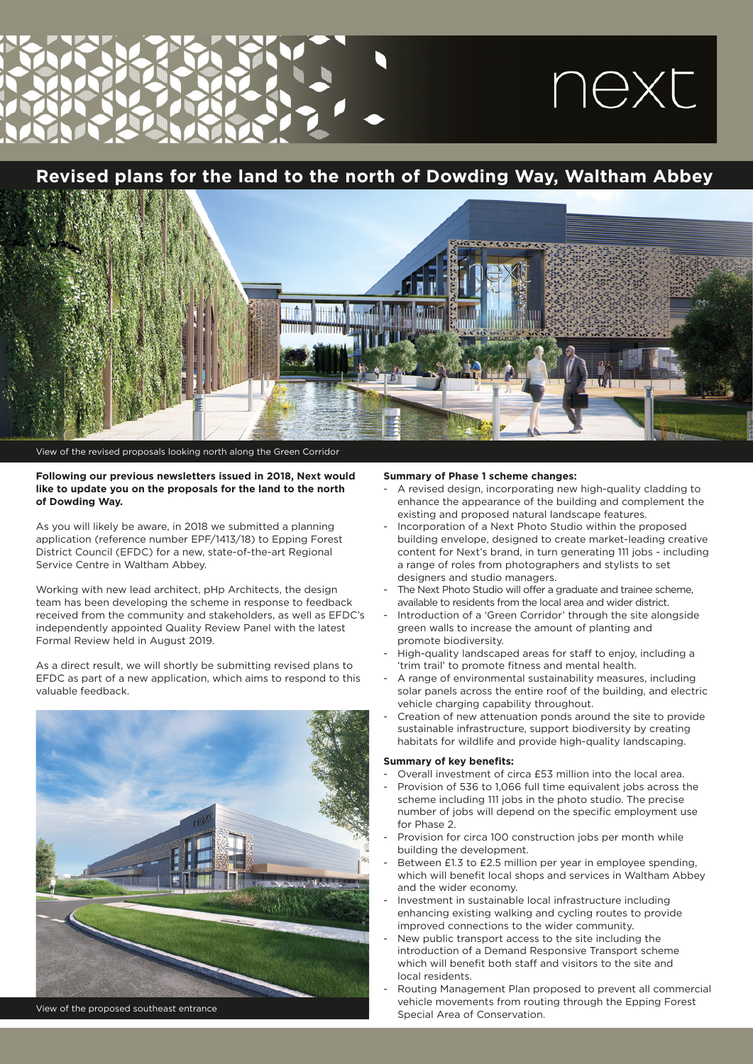next

# Revised plans for the land to the north of Dowding Way, Waltham Abbey

View of the revised proposals looking north along the Green Corridor

**Following our previous newsletters issued in 2018, Next would like to update you on the proposals for the land to the north of Dowding Way.**

As you will likely be aware, in 2018 we submitted a planning application (reference number EPF/1413/18) to Epping Forest District Council (EFDC) for a new, state-of-the-art Regional Service Centre in Waltham Abbey.

Working with new lead architect, pHp Architects, the design team has been developing the scheme in response to feedback received from the community and stakeholders, as well as EFDC's independently appointed Quality Review Panel with the latest Formal Review held in August 2019.

As a direct result, we will shortly be submitting revised plans to EFDC as part of a new application, which aims to respond to this valuable feedback.

View of the proposed southeast entrance

**Summary of Phase 1 scheme changes:**

- A revised design, incorporating new high-quality cladding to enhance the appearance of the building and complement the existing and proposed natural landscape features.
- Incorporation of a Next Photo Studio within the proposed building envelope, designed to create market-leading creative content for Next's brand, in turn generating 111 jobs - including a range of roles from photographers and stylists to set designers and studio managers.
- The Next Photo Studio will offer a graduate and trainee scheme, available to residents from the local area and wider district.
- Introduction of a 'Green Corridor' through the site alongside green walls to increase the amount of planting and promote biodiversity.
- High-quality landscaped areas for staff to enjoy, including a 'trim trail' to promote fitness and mental health.
- A range of environmental sustainability measures, including solar panels across the entire roof of the building, and electric vehicle charging capability throughout.
- Creation of new attenuation ponds around the site to provide sustainable infrastructure, support biodiversity by creating habitats for wildlife and provide high-quality landscaping.

**Summary of key benefits:**

- Overall investment of circa £53 million into the local area.
- Provision of 536 to 1,066 full time equivalent jobs across the scheme including 111 jobs in the photo studio. The precise number of jobs will depend on the specific employment use for Phase 2.
- Provision for circa 100 construction jobs per month while building the development.
- Between £1.3 to £2.5 million per year in employee spending, which will benefit local shops and services in Waltham Abbey and the wider economy.
- Investment in sustainable local infrastructure including enhancing existing walking and cycling routes to provide improved connections to the wider community.
- New public transport access to the site including the introduction of a Demand Responsive Transport scheme which will benefit both staff and visitors to the site and local residents.
- Routing Management Plan proposed to prevent all commercial vehicle movements from routing through the Epping Forest Special Area of Conservation.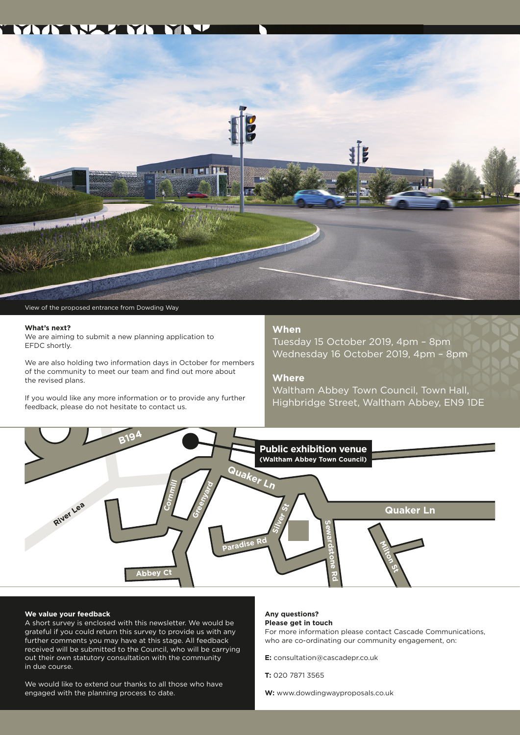View of the proposed entrance from Dowding Way

**What's next?**

We are aiming to submit a new planning application to EFDC shortly.

We are also holding two information days in October for members of the community to meet our team and find out more about the revised plans.

If you would like any more information or to provide any further feedback, please do not hesitate to contact us.

## When

Tuesday 15 October 2019, 4pm – 8pm
Wednesday 16 October 2019, 4pm – 8pm

## Where

Waltham Abbey Town Council, Town Hall, Highbridge Street, Waltham Abbey, EN9 1DE

**Public exhibition venue**
**(Waltham Abbey Town Council)**

B194
Quaker Ln
River Lea
Cornmill
Greenyard
Silver St
Sewardstone Rd
Paradise Rd
Abbey Ct
Milton St
Quaker Ln

**We value your feedback**

A short survey is enclosed with this newsletter. We would be grateful if you could return this survey to provide us with any further comments you may have at this stage. All feedback received will be submitted to the Council, who will be carrying out their own statutory consultation with the community in due course.

We would like to extend our thanks to all those who have engaged with the planning process to date.

**Any questions?**
**Please get in touch**

For more information please contact Cascade Communications, who are co-ordinating our community engagement, on:

**E:** consultation@cascadepr.co.uk

**T:** 020 7871 3565

**W:** www.dowdingwayproposals.co.uk